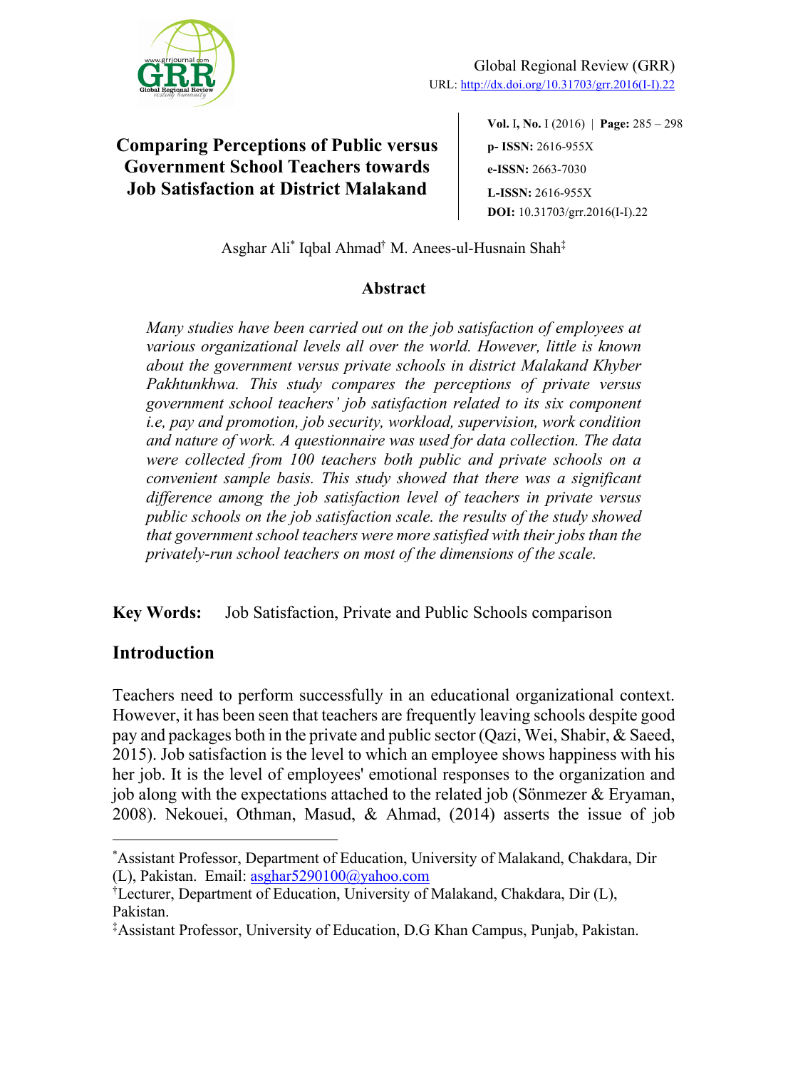# Comparing Perceptions of Public versus Government School Teachers towards Job Satisfaction at District Malakand

Global Regional Review (GRR)
URL: http://dx.doi.org/10.31703/grr.2016(I-I).22

**Vol.** I, **No.** I (2016) | **Page:** 285 – 298
**p- ISSN:** 2616-955X
**e-ISSN:** 2663-7030
**L-ISSN:** 2616-955X
**DOI:** 10.31703/grr.2016(I-I).22

Asghar Ali[*] Iqbal Ahmad[†] M. Anees-ul-Husnain Shah[‡]

## Abstract

*Many studies have been carried out on the job satisfaction of employees at various organizational levels all over the world. However, little is known about the government versus private schools in district Malakand Khyber Pakhtunkhwa. This study compares the perceptions of private versus government school teachers' job satisfaction related to its six component i.e, pay and promotion, job security, workload, supervision, work condition and nature of work. A questionnaire was used for data collection. The data were collected from 100 teachers both public and private schools on a convenient sample basis. This study showed that there was a significant difference among the job satisfaction level of teachers in private versus public schools on the job satisfaction scale. the results of the study showed that government school teachers were more satisfied with their jobs than the privately-run school teachers on most of the dimensions of the scale.*

**Key Words:** Job Satisfaction, Private and Public Schools comparison

## Introduction

Teachers need to perform successfully in an educational organizational context. However, it has been seen that teachers are frequently leaving schools despite good pay and packages both in the private and public sector (Qazi, Wei, Shabir, & Saeed, 2015). Job satisfaction is the level to which an employee shows happiness with his her job. It is the level of employees' emotional responses to the organization and job along with the expectations attached to the related job (Sönmezer & Eryaman, 2008). Nekouei, Othman, Masud, & Ahmad, (2014) asserts the issue of job

---

[*] Assistant Professor, Department of Education, University of Malakand, Chakdara, Dir (L), Pakistan. Email: asghar5290100@yahoo.com

[†] Lecturer, Department of Education, University of Malakand, Chakdara, Dir (L), Pakistan.

[‡] Assistant Professor, University of Education, D.G Khan Campus, Punjab, Pakistan.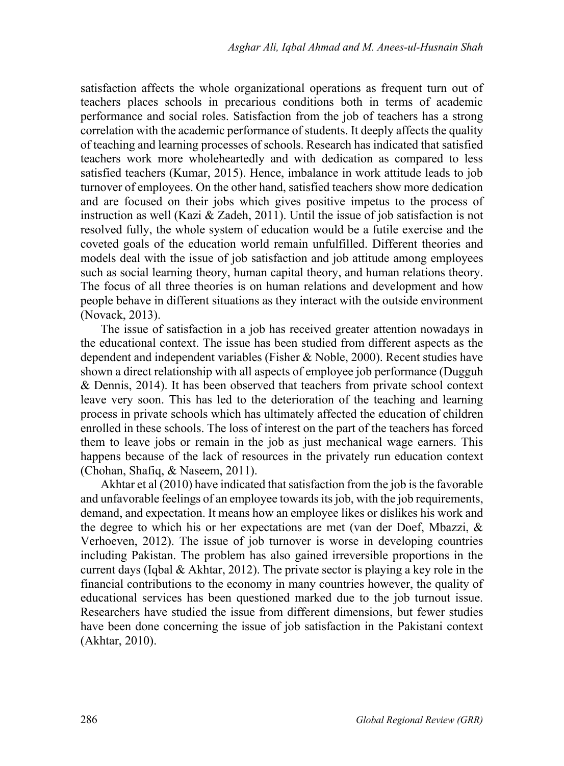satisfaction affects the whole organizational operations as frequent turn out of teachers places schools in precarious conditions both in terms of academic performance and social roles. Satisfaction from the job of teachers has a strong correlation with the academic performance of students. It deeply affects the quality of teaching and learning processes of schools. Research has indicated that satisfied teachers work more wholeheartedly and with dedication as compared to less satisfied teachers (Kumar, 2015). Hence, imbalance in work attitude leads to job turnover of employees. On the other hand, satisfied teachers show more dedication and are focused on their jobs which gives positive impetus to the process of instruction as well (Kazi & Zadeh, 2011). Until the issue of job satisfaction is not resolved fully, the whole system of education would be a futile exercise and the coveted goals of the education world remain unfulfilled. Different theories and models deal with the issue of job satisfaction and job attitude among employees such as social learning theory, human capital theory, and human relations theory. The focus of all three theories is on human relations and development and how people behave in different situations as they interact with the outside environment (Novack, 2013).

The issue of satisfaction in a job has received greater attention nowadays in the educational context. The issue has been studied from different aspects as the dependent and independent variables (Fisher & Noble, 2000). Recent studies have shown a direct relationship with all aspects of employee job performance (Dugguh & Dennis, 2014). It has been observed that teachers from private school context leave very soon. This has led to the deterioration of the teaching and learning process in private schools which has ultimately affected the education of children enrolled in these schools. The loss of interest on the part of the teachers has forced them to leave jobs or remain in the job as just mechanical wage earners. This happens because of the lack of resources in the privately run education context (Chohan, Shafiq, & Naseem, 2011).

Akhtar et al (2010) have indicated that satisfaction from the job is the favorable and unfavorable feelings of an employee towards its job, with the job requirements, demand, and expectation. It means how an employee likes or dislikes his work and the degree to which his or her expectations are met (van der Doef, Mbazzi, & Verhoeven, 2012). The issue of job turnover is worse in developing countries including Pakistan. The problem has also gained irreversible proportions in the current days (Iqbal & Akhtar, 2012). The private sector is playing a key role in the financial contributions to the economy in many countries however, the quality of educational services has been questioned marked due to the job turnout issue. Researchers have studied the issue from different dimensions, but fewer studies have been done concerning the issue of job satisfaction in the Pakistani context (Akhtar, 2010).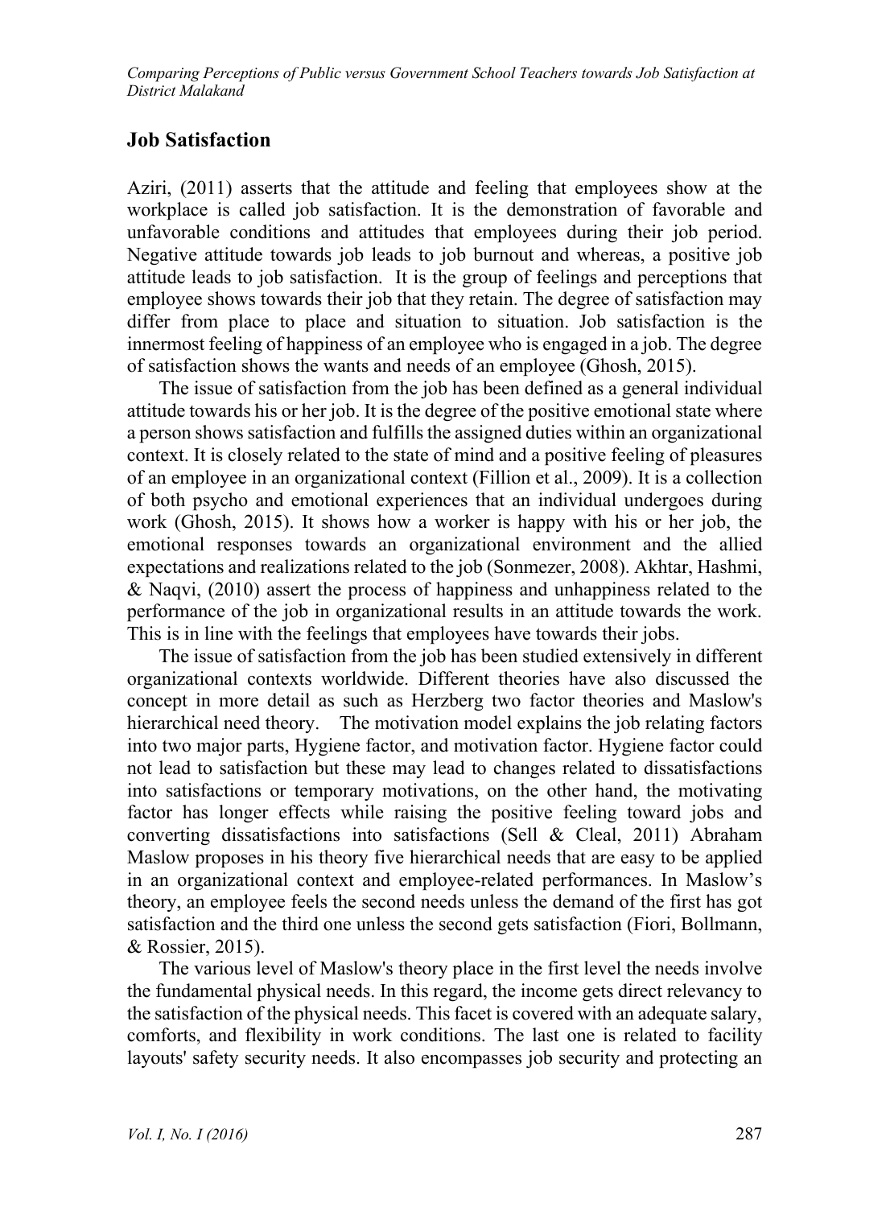## Job Satisfaction

Aziri, (2011) asserts that the attitude and feeling that employees show at the workplace is called job satisfaction. It is the demonstration of favorable and unfavorable conditions and attitudes that employees during their job period. Negative attitude towards job leads to job burnout and whereas, a positive job attitude leads to job satisfaction. It is the group of feelings and perceptions that employee shows towards their job that they retain. The degree of satisfaction may differ from place to place and situation to situation. Job satisfaction is the innermost feeling of happiness of an employee who is engaged in a job. The degree of satisfaction shows the wants and needs of an employee (Ghosh, 2015).

The issue of satisfaction from the job has been defined as a general individual attitude towards his or her job. It is the degree of the positive emotional state where a person shows satisfaction and fulfills the assigned duties within an organizational context. It is closely related to the state of mind and a positive feeling of pleasures of an employee in an organizational context (Fillion et al., 2009). It is a collection of both psycho and emotional experiences that an individual undergoes during work (Ghosh, 2015). It shows how a worker is happy with his or her job, the emotional responses towards an organizational environment and the allied expectations and realizations related to the job (Sonmezer, 2008). Akhtar, Hashmi, & Naqvi, (2010) assert the process of happiness and unhappiness related to the performance of the job in organizational results in an attitude towards the work. This is in line with the feelings that employees have towards their jobs.

The issue of satisfaction from the job has been studied extensively in different organizational contexts worldwide. Different theories have also discussed the concept in more detail as such as Herzberg two factor theories and Maslow's hierarchical need theory. The motivation model explains the job relating factors into two major parts, Hygiene factor, and motivation factor. Hygiene factor could not lead to satisfaction but these may lead to changes related to dissatisfactions into satisfactions or temporary motivations, on the other hand, the motivating factor has longer effects while raising the positive feeling toward jobs and converting dissatisfactions into satisfactions (Sell & Cleal, 2011) Abraham Maslow proposes in his theory five hierarchical needs that are easy to be applied in an organizational context and employee-related performances. In Maslow's theory, an employee feels the second needs unless the demand of the first has got satisfaction and the third one unless the second gets satisfaction (Fiori, Bollmann, & Rossier, 2015).

The various level of Maslow's theory place in the first level the needs involve the fundamental physical needs. In this regard, the income gets direct relevancy to the satisfaction of the physical needs. This facet is covered with an adequate salary, comforts, and flexibility in work conditions. The last one is related to facility layouts' safety security needs. It also encompasses job security and protecting an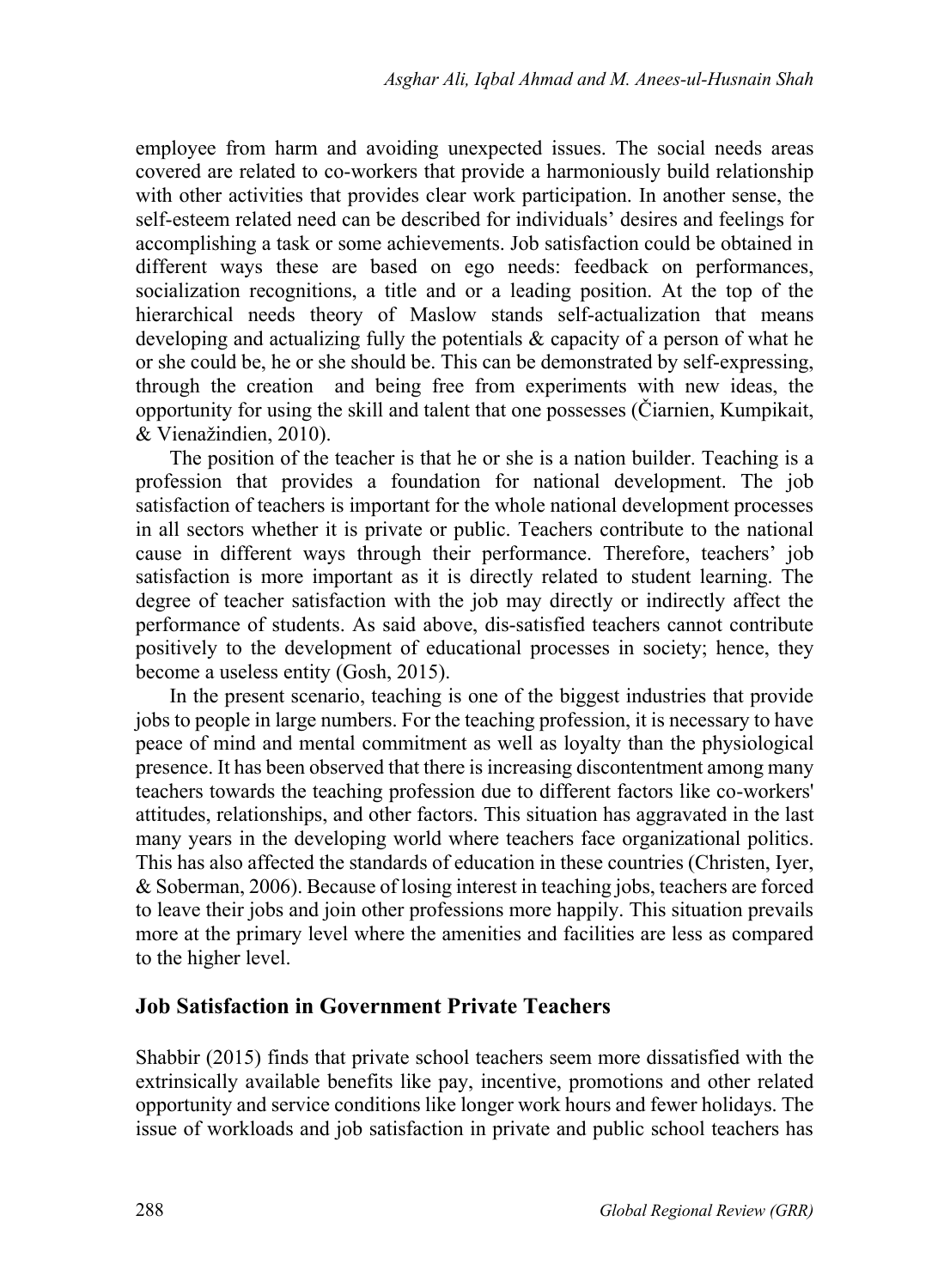employee from harm and avoiding unexpected issues. The social needs areas covered are related to co-workers that provide a harmoniously build relationship with other activities that provides clear work participation. In another sense, the self-esteem related need can be described for individuals' desires and feelings for accomplishing a task or some achievements. Job satisfaction could be obtained in different ways these are based on ego needs: feedback on performances, socialization recognitions, a title and or a leading position. At the top of the hierarchical needs theory of Maslow stands self-actualization that means developing and actualizing fully the potentials & capacity of a person of what he or she could be, he or she should be. This can be demonstrated by self-expressing, through the creation and being free from experiments with new ideas, the opportunity for using the skill and talent that one possesses (Čiarnien, Kumpikait, & Vienažindien, 2010).

The position of the teacher is that he or she is a nation builder. Teaching is a profession that provides a foundation for national development. The job satisfaction of teachers is important for the whole national development processes in all sectors whether it is private or public. Teachers contribute to the national cause in different ways through their performance. Therefore, teachers' job satisfaction is more important as it is directly related to student learning. The degree of teacher satisfaction with the job may directly or indirectly affect the performance of students. As said above, dis-satisfied teachers cannot contribute positively to the development of educational processes in society; hence, they become a useless entity (Gosh, 2015).

In the present scenario, teaching is one of the biggest industries that provide jobs to people in large numbers. For the teaching profession, it is necessary to have peace of mind and mental commitment as well as loyalty than the physiological presence. It has been observed that there is increasing discontentment among many teachers towards the teaching profession due to different factors like co-workers' attitudes, relationships, and other factors. This situation has aggravated in the last many years in the developing world where teachers face organizational politics. This has also affected the standards of education in these countries (Christen, Iyer, & Soberman, 2006). Because of losing interest in teaching jobs, teachers are forced to leave their jobs and join other professions more happily. This situation prevails more at the primary level where the amenities and facilities are less as compared to the higher level.

## Job Satisfaction in Government Private Teachers

Shabbir (2015) finds that private school teachers seem more dissatisfied with the extrinsically available benefits like pay, incentive, promotions and other related opportunity and service conditions like longer work hours and fewer holidays. The issue of workloads and job satisfaction in private and public school teachers has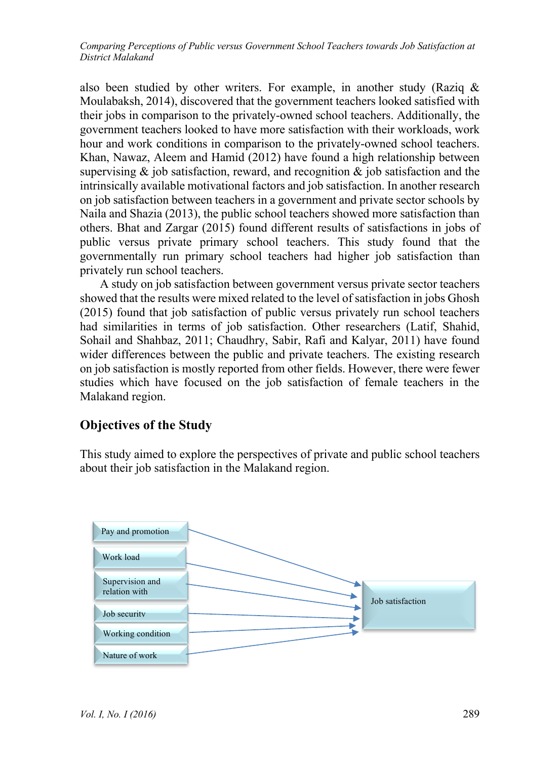also been studied by other writers. For example, in another study (Raziq & Moulabaksh, 2014), discovered that the government teachers looked satisfied with their jobs in comparison to the privately-owned school teachers. Additionally, the government teachers looked to have more satisfaction with their workloads, work hour and work conditions in comparison to the privately-owned school teachers. Khan, Nawaz, Aleem and Hamid (2012) have found a high relationship between supervising & job satisfaction, reward, and recognition & job satisfaction and the intrinsically available motivational factors and job satisfaction. In another research on job satisfaction between teachers in a government and private sector schools by Naila and Shazia (2013), the public school teachers showed more satisfaction than others. Bhat and Zargar (2015) found different results of satisfactions in jobs of public versus private primary school teachers. This study found that the governmentally run primary school teachers had higher job satisfaction than privately run school teachers.

A study on job satisfaction between government versus private sector teachers showed that the results were mixed related to the level of satisfaction in jobs Ghosh (2015) found that job satisfaction of public versus privately run school teachers had similarities in terms of job satisfaction. Other researchers (Latif, Shahid, Sohail and Shahbaz, 2011; Chaudhry, Sabir, Rafi and Kalyar, 2011) have found wider differences between the public and private teachers. The existing research on job satisfaction is mostly reported from other fields. However, there were fewer studies which have focused on the job satisfaction of female teachers in the Malakand region.

## Objectives of the Study

This study aimed to explore the perspectives of private and public school teachers about their job satisfaction in the Malakand region.

Pay and promotion
Work load
Supervision and relation with
Job security
Working condition
Nature of work

→ Job satisfaction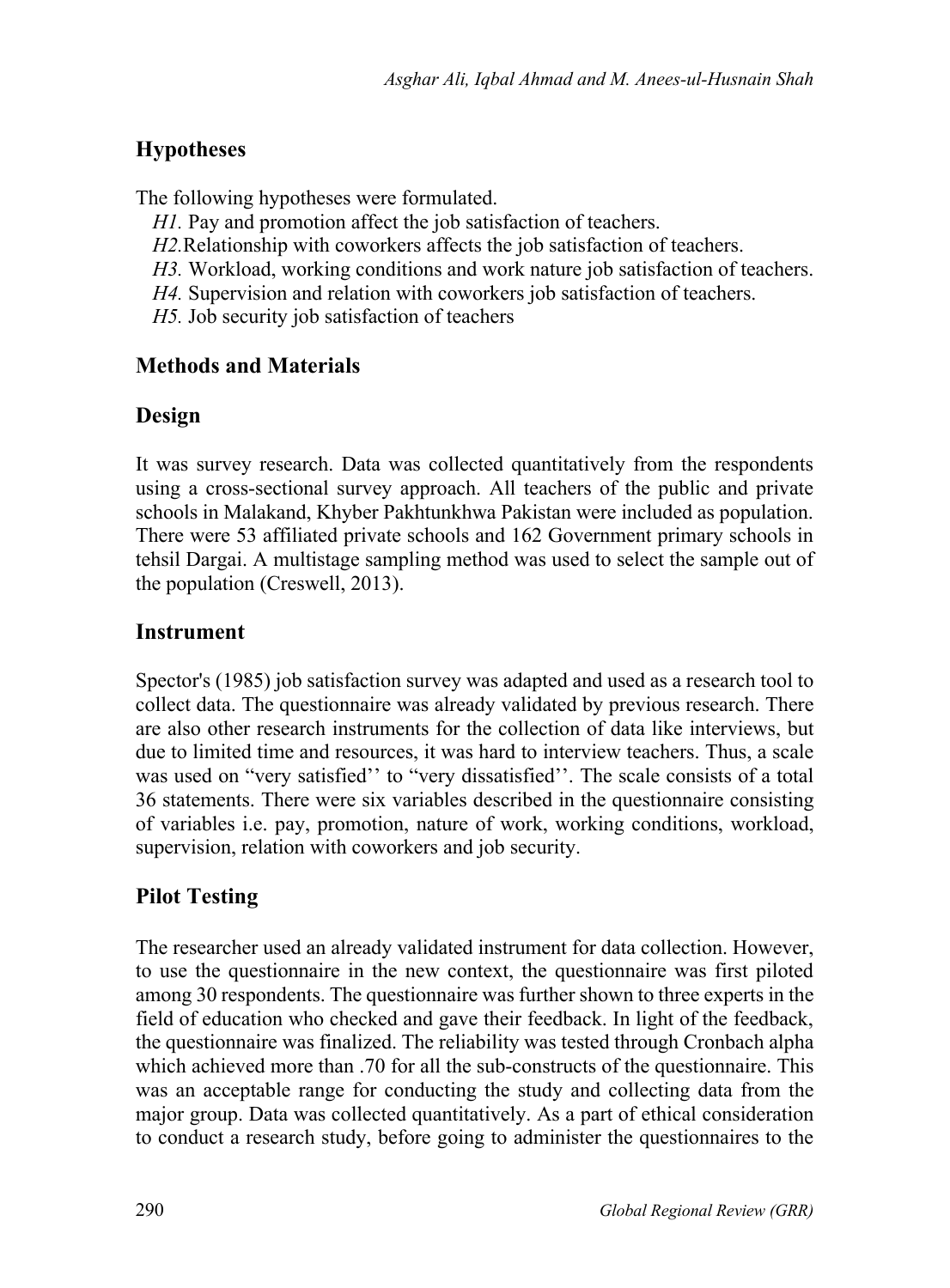## Hypotheses

The following hypotheses were formulated.

*H1.* Pay and promotion affect the job satisfaction of teachers.
*H2.*Relationship with coworkers affects the job satisfaction of teachers.
*H3.* Workload, working conditions and work nature job satisfaction of teachers.
*H4.* Supervision and relation with coworkers job satisfaction of teachers.
*H5.* Job security job satisfaction of teachers

## Methods and Materials

## Design

It was survey research. Data was collected quantitatively from the respondents using a cross-sectional survey approach. All teachers of the public and private schools in Malakand, Khyber Pakhtunkhwa Pakistan were included as population. There were 53 affiliated private schools and 162 Government primary schools in tehsil Dargai. A multistage sampling method was used to select the sample out of the population (Creswell, 2013).

## Instrument

Spector's (1985) job satisfaction survey was adapted and used as a research tool to collect data. The questionnaire was already validated by previous research. There are also other research instruments for the collection of data like interviews, but due to limited time and resources, it was hard to interview teachers. Thus, a scale was used on "very satisfied'' to "very dissatisfied''. The scale consists of a total 36 statements. There were six variables described in the questionnaire consisting of variables i.e. pay, promotion, nature of work, working conditions, workload, supervision, relation with coworkers and job security.

## Pilot Testing

The researcher used an already validated instrument for data collection. However, to use the questionnaire in the new context, the questionnaire was first piloted among 30 respondents. The questionnaire was further shown to three experts in the field of education who checked and gave their feedback. In light of the feedback, the questionnaire was finalized. The reliability was tested through Cronbach alpha which achieved more than .70 for all the sub-constructs of the questionnaire. This was an acceptable range for conducting the study and collecting data from the major group. Data was collected quantitatively. As a part of ethical consideration to conduct a research study, before going to administer the questionnaires to the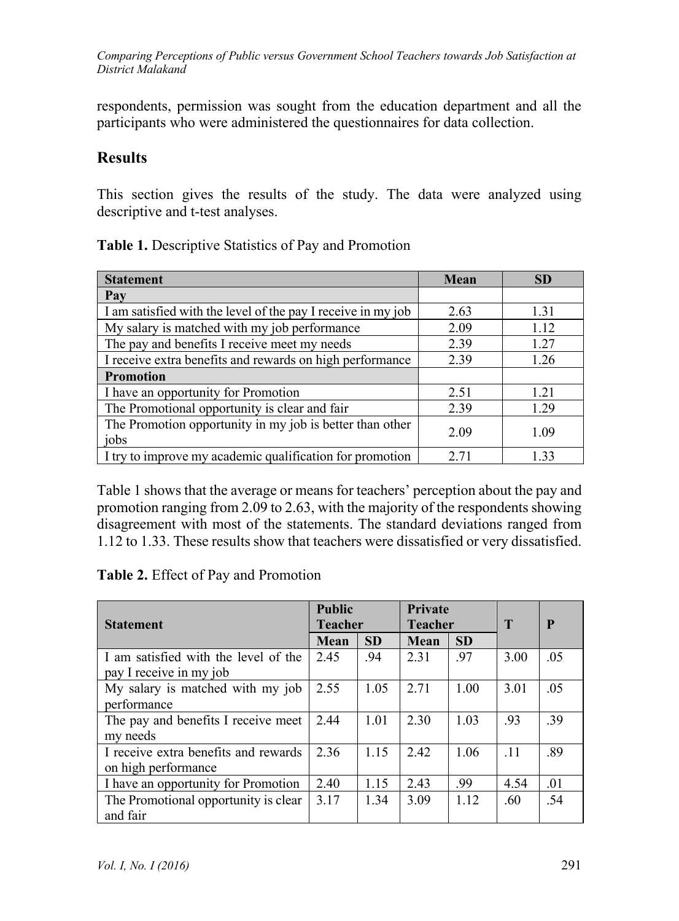respondents, permission was sought from the education department and all the participants who were administered the questionnaires for data collection.

## Results

This section gives the results of the study. The data were analyzed using descriptive and t-test analyses.

**Table 1.** Descriptive Statistics of Pay and Promotion

| Statement | Mean | SD |
|---|---|---|
| **Pay** | | |
| I am satisfied with the level of the pay I receive in my job | 2.63 | 1.31 |
| My salary is matched with my job performance | 2.09 | 1.12 |
| The pay and benefits I receive meet my needs | 2.39 | 1.27 |
| I receive extra benefits and rewards on high performance | 2.39 | 1.26 |
| **Promotion** | | |
| I have an opportunity for Promotion | 2.51 | 1.21 |
| The Promotional opportunity is clear and fair | 2.39 | 1.29 |
| The Promotion opportunity in my job is better than other jobs | 2.09 | 1.09 |
| I try to improve my academic qualification for promotion | 2.71 | 1.33 |

Table 1 shows that the average or means for teachers' perception about the pay and promotion ranging from 2.09 to 2.63, with the majority of the respondents showing disagreement with most of the statements. The standard deviations ranged from 1.12 to 1.33. These results show that teachers were dissatisfied or very dissatisfied.

**Table 2.** Effect of Pay and Promotion

| Statement | Public Teacher | | Private Teacher | | T | P |
|---|---|---|---|---|---|---|
| | Mean | SD | Mean | SD | | |
| I am satisfied with the level of the pay I receive in my job | 2.45 | .94 | 2.31 | .97 | 3.00 | .05 |
| My salary is matched with my job performance | 2.55 | 1.05 | 2.71 | 1.00 | 3.01 | .05 |
| The pay and benefits I receive meet my needs | 2.44 | 1.01 | 2.30 | 1.03 | .93 | .39 |
| I receive extra benefits and rewards on high performance | 2.36 | 1.15 | 2.42 | 1.06 | .11 | .89 |
| I have an opportunity for Promotion | 2.40 | 1.15 | 2.43 | .99 | 4.54 | .01 |
| The Promotional opportunity is clear and fair | 3.17 | 1.34 | 3.09 | 1.12 | .60 | .54 |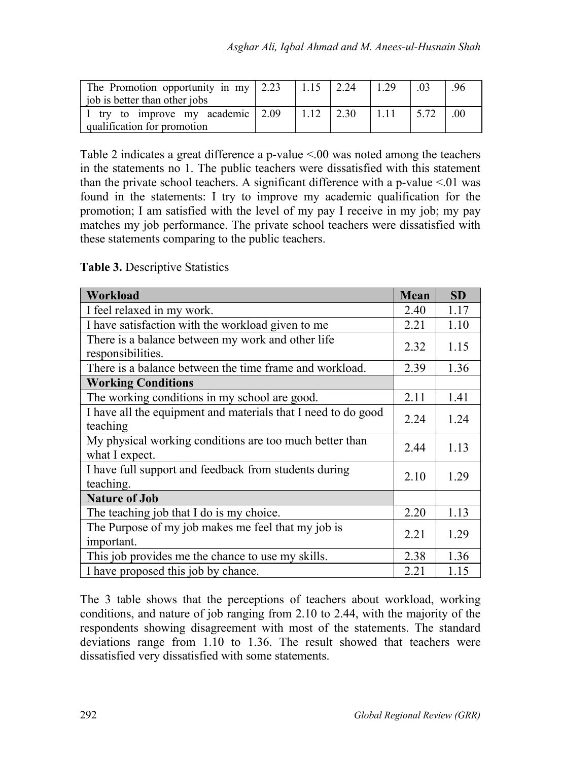| The Promotion opportunity in my job is better than other jobs | 2.23 | 1.15 | 2.24 | 1.29 | .03 | .96 |
|---|---|---|---|---|---|---|
| I try to improve my academic qualification for promotion | 2.09 | 1.12 | 2.30 | 1.11 | 5.72 | .00 |

Table 2 indicates a great difference a p-value <.00 was noted among the teachers in the statements no 1. The public teachers were dissatisfied with this statement than the private school teachers. A significant difference with a p-value <.01 was found in the statements: I try to improve my academic qualification for the promotion; I am satisfied with the level of my pay I receive in my job; my pay matches my job performance. The private school teachers were dissatisfied with these statements comparing to the public teachers.

**Table 3.** Descriptive Statistics

| **Workload** | **Mean** | **SD** |
|---|---|---|
| I feel relaxed in my work. | 2.40 | 1.17 |
| I have satisfaction with the workload given to me | 2.21 | 1.10 |
| There is a balance between my work and other life responsibilities. | 2.32 | 1.15 |
| There is a balance between the time frame and workload. | 2.39 | 1.36 |
| **Working Conditions** | | |
| The working conditions in my school are good. | 2.11 | 1.41 |
| I have all the equipment and materials that I need to do good teaching | 2.24 | 1.24 |
| My physical working conditions are too much better than what I expect. | 2.44 | 1.13 |
| I have full support and feedback from students during teaching. | 2.10 | 1.29 |
| **Nature of Job** | | |
| The teaching job that I do is my choice. | 2.20 | 1.13 |
| The Purpose of my job makes me feel that my job is important. | 2.21 | 1.29 |
| This job provides me the chance to use my skills. | 2.38 | 1.36 |
| I have proposed this job by chance. | 2.21 | 1.15 |

The 3 table shows that the perceptions of teachers about workload, working conditions, and nature of job ranging from 2.10 to 2.44, with the majority of the respondents showing disagreement with most of the statements. The standard deviations range from 1.10 to 1.36. The result showed that teachers were dissatisfied very dissatisfied with some statements.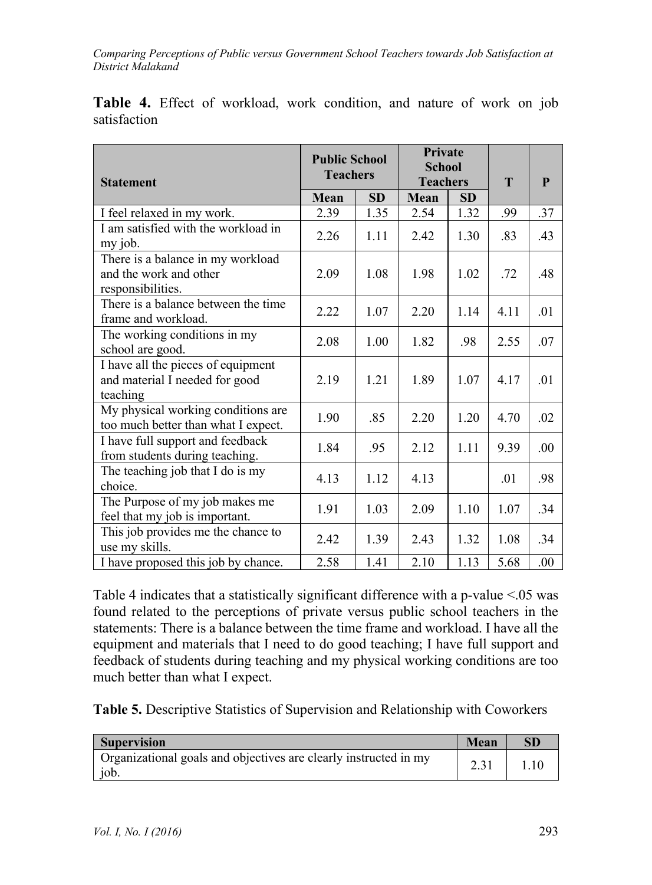**Table 4.** Effect of workload, work condition, and nature of work on job satisfaction

| Statement | Public School Teachers | | Private School Teachers | | T | P |
|---|---|---|---|---|---|---|
| | Mean | SD | Mean | SD | | |
| I feel relaxed in my work. | 2.39 | 1.35 | 2.54 | 1.32 | .99 | .37 |
| I am satisfied with the workload in my job. | 2.26 | 1.11 | 2.42 | 1.30 | .83 | .43 |
| There is a balance in my workload and the work and other responsibilities. | 2.09 | 1.08 | 1.98 | 1.02 | .72 | .48 |
| There is a balance between the time frame and workload. | 2.22 | 1.07 | 2.20 | 1.14 | 4.11 | .01 |
| The working conditions in my school are good. | 2.08 | 1.00 | 1.82 | .98 | 2.55 | .07 |
| I have all the pieces of equipment and material I needed for good teaching | 2.19 | 1.21 | 1.89 | 1.07 | 4.17 | .01 |
| My physical working conditions are too much better than what I expect. | 1.90 | .85 | 2.20 | 1.20 | 4.70 | .02 |
| I have full support and feedback from students during teaching. | 1.84 | .95 | 2.12 | 1.11 | 9.39 | .00 |
| The teaching job that I do is my choice. | 4.13 | 1.12 | 4.13 | | .01 | .98 |
| The Purpose of my job makes me feel that my job is important. | 1.91 | 1.03 | 2.09 | 1.10 | 1.07 | .34 |
| This job provides me the chance to use my skills. | 2.42 | 1.39 | 2.43 | 1.32 | 1.08 | .34 |
| I have proposed this job by chance. | 2.58 | 1.41 | 2.10 | 1.13 | 5.68 | .00 |

Table 4 indicates that a statistically significant difference with a p-value <.05 was found related to the perceptions of private versus public school teachers in the statements: There is a balance between the time frame and workload. I have all the equipment and materials that I need to do good teaching; I have full support and feedback of students during teaching and my physical working conditions are too much better than what I expect.

**Table 5.** Descriptive Statistics of Supervision and Relationship with Coworkers

| Supervision | Mean | SD |
|---|---|---|
| Organizational goals and objectives are clearly instructed in my job. | 2.31 | 1.10 |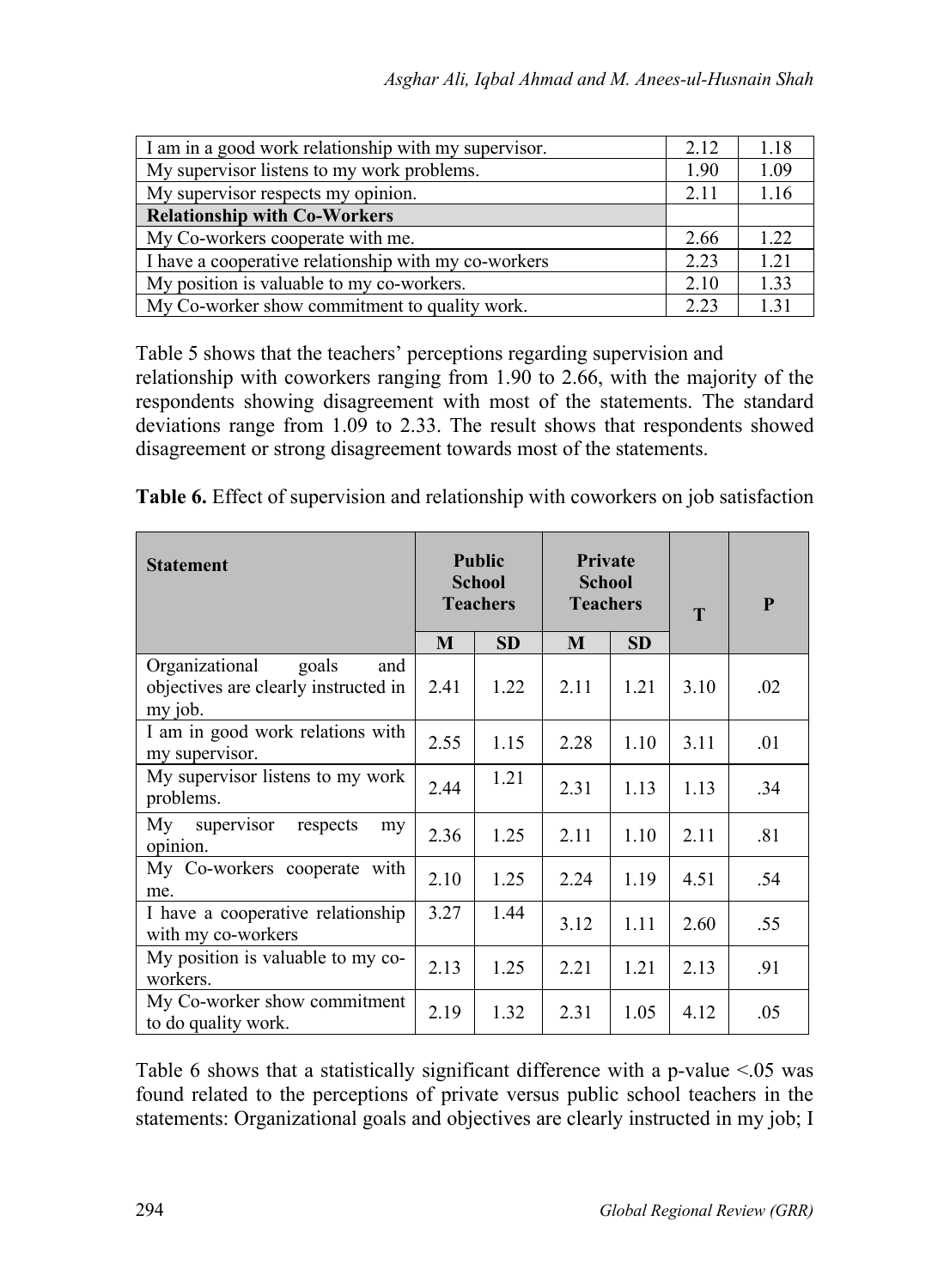| | | |
|---|---|---|
| I am in a good work relationship with my supervisor. | 2.12 | 1.18 |
| My supervisor listens to my work problems. | 1.90 | 1.09 |
| My supervisor respects my opinion. | 2.11 | 1.16 |
| **Relationship with Co-Workers** | | |
| My Co-workers cooperate with me. | 2.66 | 1.22 |
| I have a cooperative relationship with my co-workers | 2.23 | 1.21 |
| My position is valuable to my co-workers. | 2.10 | 1.33 |
| My Co-worker show commitment to quality work. | 2.23 | 1.31 |

Table 5 shows that the teachers' perceptions regarding supervision and relationship with coworkers ranging from 1.90 to 2.66, with the majority of the respondents showing disagreement with most of the statements. The standard deviations range from 1.09 to 2.33. The result shows that respondents showed disagreement or strong disagreement towards most of the statements.

**Table 6.** Effect of supervision and relationship with coworkers on job satisfaction

| Statement | Public School Teachers | | Private School Teachers | | T | P |
|---|---|---|---|---|---|---|
| | M | SD | M | SD | | |
| Organizational goals and objectives are clearly instructed in my job. | 2.41 | 1.22 | 2.11 | 1.21 | 3.10 | .02 |
| I am in good work relations with my supervisor. | 2.55 | 1.15 | 2.28 | 1.10 | 3.11 | .01 |
| My supervisor listens to my work problems. | 2.44 | 1.21 | 2.31 | 1.13 | 1.13 | .34 |
| My supervisor respects my opinion. | 2.36 | 1.25 | 2.11 | 1.10 | 2.11 | .81 |
| My Co-workers cooperate with me. | 2.10 | 1.25 | 2.24 | 1.19 | 4.51 | .54 |
| I have a cooperative relationship with my co-workers | 3.27 | 1.44 | 3.12 | 1.11 | 2.60 | .55 |
| My position is valuable to my co-workers. | 2.13 | 1.25 | 2.21 | 1.21 | 2.13 | .91 |
| My Co-worker show commitment to do quality work. | 2.19 | 1.32 | 2.31 | 1.05 | 4.12 | .05 |

Table 6 shows that a statistically significant difference with a p-value <.05 was found related to the perceptions of private versus public school teachers in the statements: Organizational goals and objectives are clearly instructed in my job; I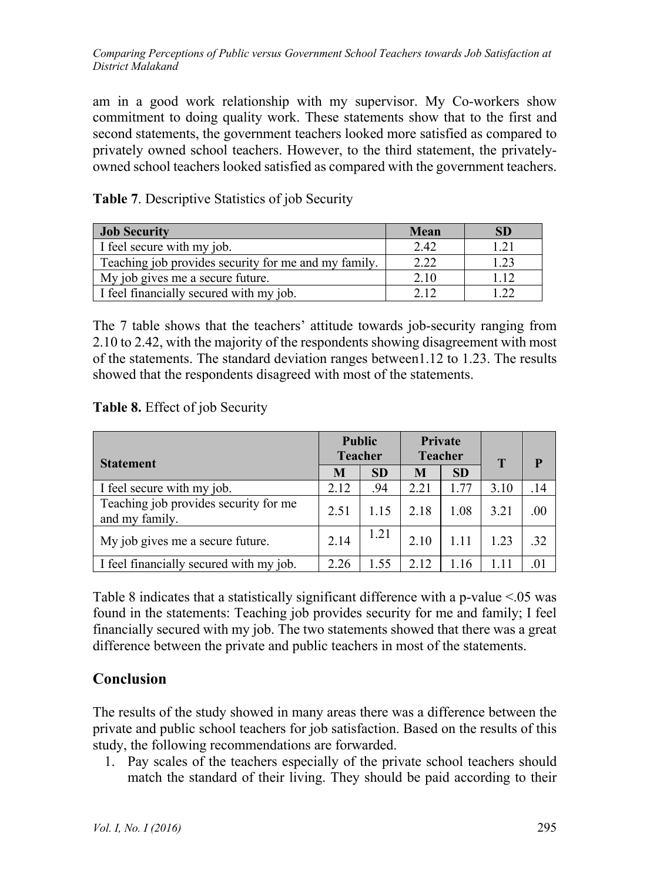am in a good work relationship with my supervisor. My Co-workers show commitment to doing quality work. These statements show that to the first and second statements, the government teachers looked more satisfied as compared to privately owned school teachers. However, to the third statement, the privately-owned school teachers looked satisfied as compared with the government teachers.

**Table 7**. Descriptive Statistics of job Security

| Job Security | Mean | SD |
|---|---|---|
| I feel secure with my job. | 2.42 | 1.21 |
| Teaching job provides security for me and my family. | 2.22 | 1.23 |
| My job gives me a secure future. | 2.10 | 1.12 |
| I feel financially secured with my job. | 2.12 | 1.22 |

The 7 table shows that the teachers' attitude towards job-security ranging from 2.10 to 2.42, with the majority of the respondents showing disagreement with most of the statements. The standard deviation ranges between1.12 to 1.23. The results showed that the respondents disagreed with most of the statements.

**Table 8.** Effect of job Security

| Statement | Public Teacher | | Private Teacher | | T | P |
|---|---|---|---|---|---|---|
| | M | SD | M | SD | | |
| I feel secure with my job. | 2.12 | .94 | 2.21 | 1.77 | 3.10 | .14 |
| Teaching job provides security for me and my family. | 2.51 | 1.15 | 2.18 | 1.08 | 3.21 | .00 |
| My job gives me a secure future. | 2.14 | 1.21 | 2.10 | 1.11 | 1.23 | .32 |
| I feel financially secured with my job. | 2.26 | 1.55 | 2.12 | 1.16 | 1.11 | .01 |

Table 8 indicates that a statistically significant difference with a p-value <.05 was found in the statements: Teaching job provides security for me and family; I feel financially secured with my job. The two statements showed that there was a great difference between the private and public teachers in most of the statements.

## Conclusion

The results of the study showed in many areas there was a difference between the private and public school teachers for job satisfaction. Based on the results of this study, the following recommendations are forwarded.

1. Pay scales of the teachers especially of the private school teachers should match the standard of their living. They should be paid according to their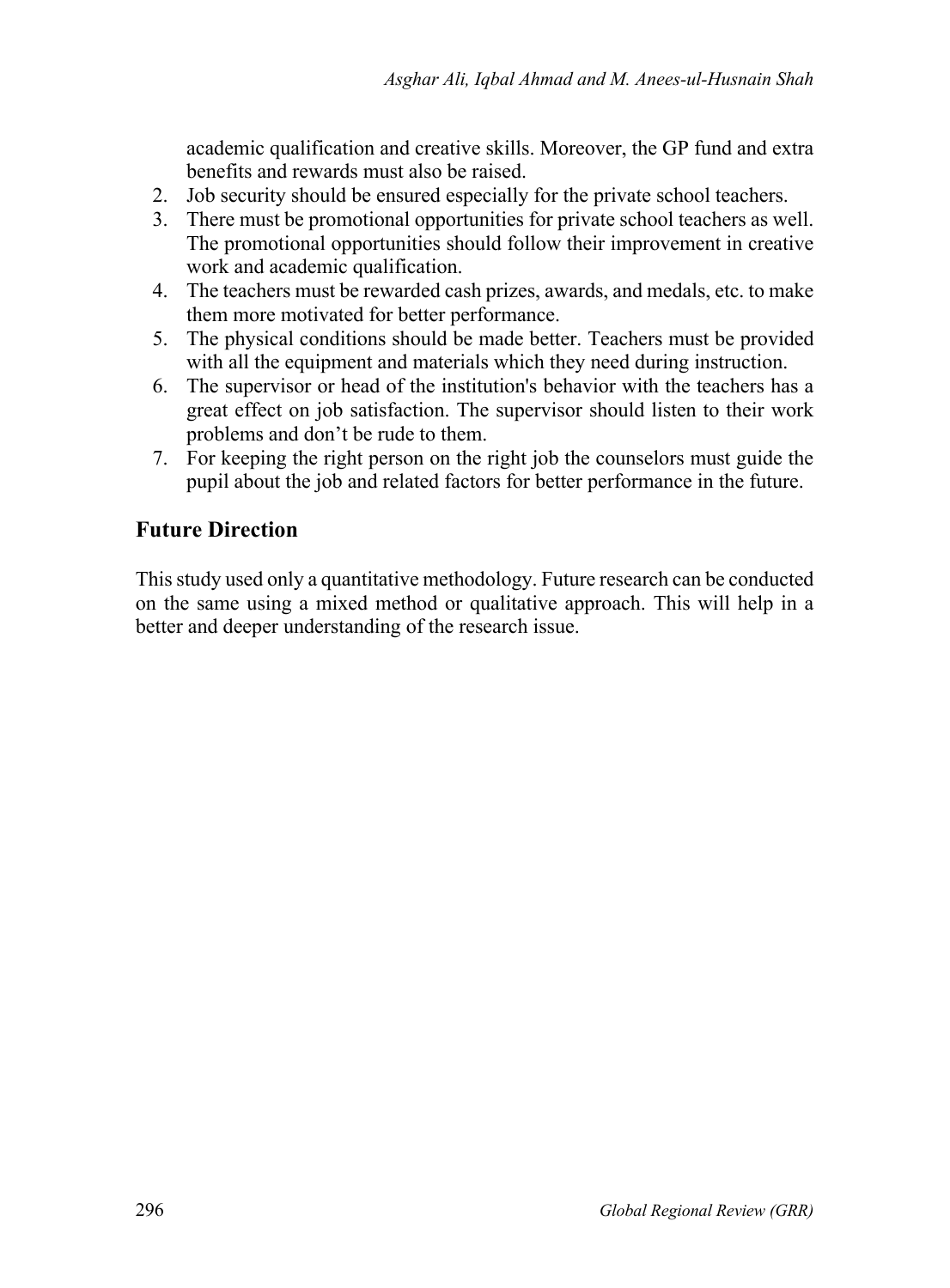academic qualification and creative skills. Moreover, the GP fund and extra benefits and rewards must also be raised.

2. Job security should be ensured especially for the private school teachers.
3. There must be promotional opportunities for private school teachers as well. The promotional opportunities should follow their improvement in creative work and academic qualification.
4. The teachers must be rewarded cash prizes, awards, and medals, etc. to make them more motivated for better performance.
5. The physical conditions should be made better. Teachers must be provided with all the equipment and materials which they need during instruction.
6. The supervisor or head of the institution's behavior with the teachers has a great effect on job satisfaction. The supervisor should listen to their work problems and don't be rude to them.
7. For keeping the right person on the right job the counselors must guide the pupil about the job and related factors for better performance in the future.

## Future Direction

This study used only a quantitative methodology. Future research can be conducted on the same using a mixed method or qualitative approach. This will help in a better and deeper understanding of the research issue.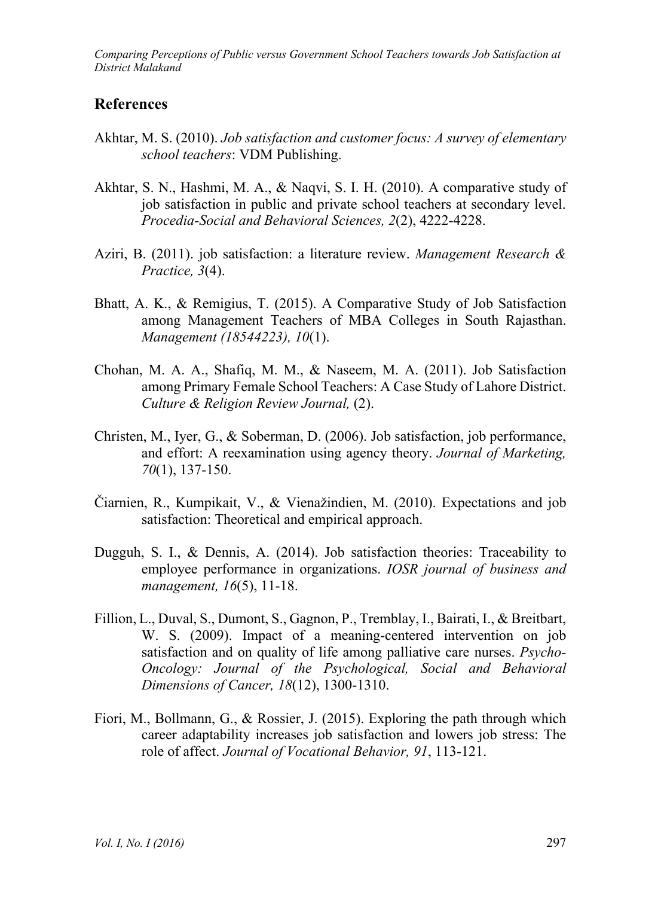## References

Akhtar, M. S. (2010). *Job satisfaction and customer focus: A survey of elementary school teachers*: VDM Publishing.

Akhtar, S. N., Hashmi, M. A., & Naqvi, S. I. H. (2010). A comparative study of job satisfaction in public and private school teachers at secondary level. *Procedia-Social and Behavioral Sciences, 2*(2), 4222-4228.

Aziri, B. (2011). job satisfaction: a literature review. *Management Research & Practice, 3*(4).

Bhatt, A. K., & Remigius, T. (2015). A Comparative Study of Job Satisfaction among Management Teachers of MBA Colleges in South Rajasthan. *Management (18544223), 10*(1).

Chohan, M. A. A., Shafiq, M. M., & Naseem, M. A. (2011). Job Satisfaction among Primary Female School Teachers: A Case Study of Lahore District. *Culture & Religion Review Journal,* (2).

Christen, M., Iyer, G., & Soberman, D. (2006). Job satisfaction, job performance, and effort: A reexamination using agency theory. *Journal of Marketing, 70*(1), 137-150.

Čiarnien, R., Kumpikait, V., & Vienažindien, M. (2010). Expectations and job satisfaction: Theoretical and empirical approach.

Dugguh, S. I., & Dennis, A. (2014). Job satisfaction theories: Traceability to employee performance in organizations. *IOSR journal of business and management, 16*(5), 11-18.

Fillion, L., Duval, S., Dumont, S., Gagnon, P., Tremblay, I., Bairati, I., & Breitbart, W. S. (2009). Impact of a meaning-centered intervention on job satisfaction and on quality of life among palliative care nurses. *Psycho-Oncology: Journal of the Psychological, Social and Behavioral Dimensions of Cancer, 18*(12), 1300-1310.

Fiori, M., Bollmann, G., & Rossier, J. (2015). Exploring the path through which career adaptability increases job satisfaction and lowers job stress: The role of affect. *Journal of Vocational Behavior, 91*, 113-121.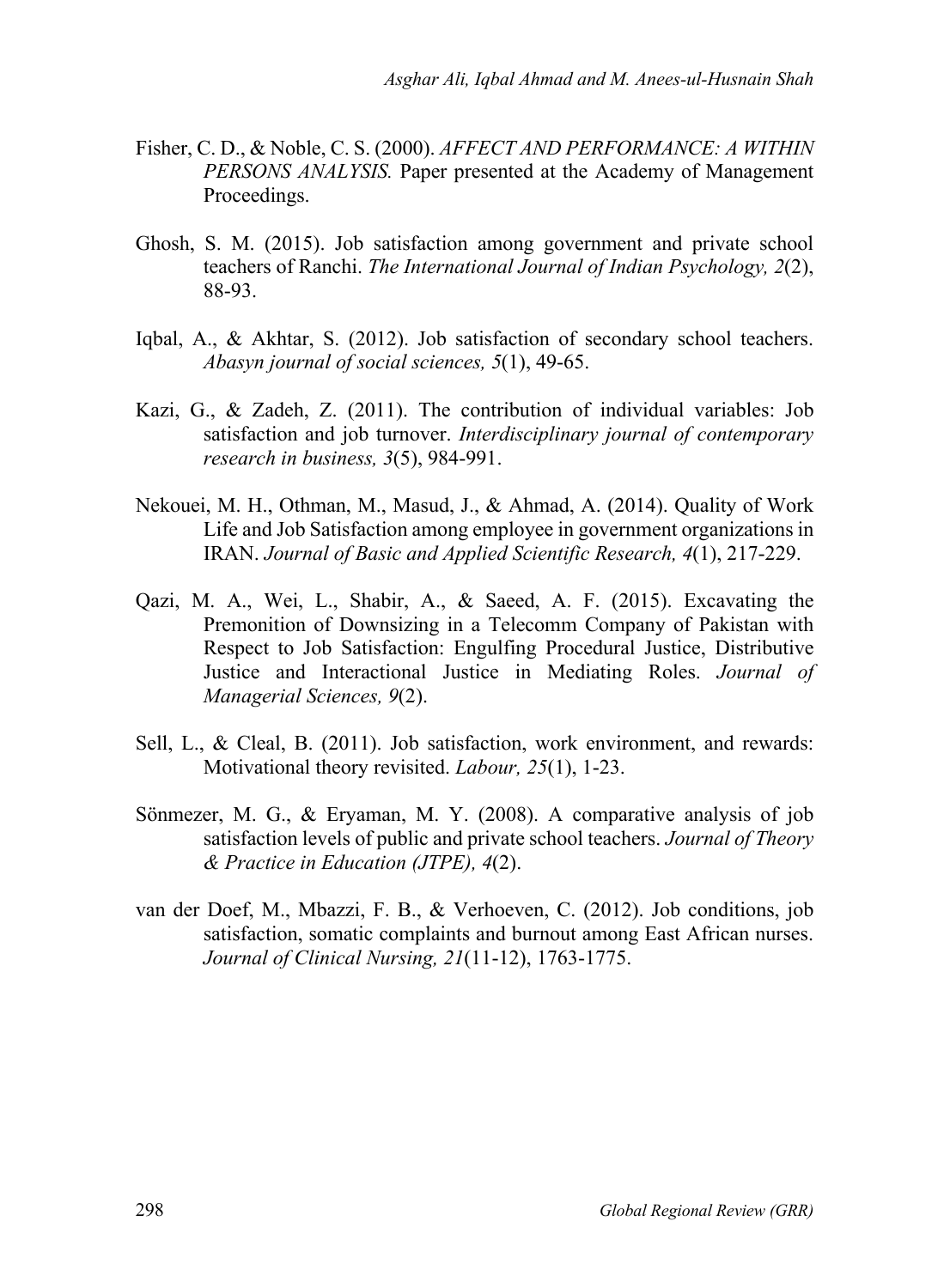Fisher, C. D., & Noble, C. S. (2000). *AFFECT AND PERFORMANCE: A WITHIN PERSONS ANALYSIS.* Paper presented at the Academy of Management Proceedings.

Ghosh, S. M. (2015). Job satisfaction among government and private school teachers of Ranchi. *The International Journal of Indian Psychology, 2*(2), 88-93.

Iqbal, A., & Akhtar, S. (2012). Job satisfaction of secondary school teachers. *Abasyn journal of social sciences, 5*(1), 49-65.

Kazi, G., & Zadeh, Z. (2011). The contribution of individual variables: Job satisfaction and job turnover. *Interdisciplinary journal of contemporary research in business, 3*(5), 984-991.

Nekouei, M. H., Othman, M., Masud, J., & Ahmad, A. (2014). Quality of Work Life and Job Satisfaction among employee in government organizations in IRAN. *Journal of Basic and Applied Scientific Research, 4*(1), 217-229.

Qazi, M. A., Wei, L., Shabir, A., & Saeed, A. F. (2015). Excavating the Premonition of Downsizing in a Telecomm Company of Pakistan with Respect to Job Satisfaction: Engulfing Procedural Justice, Distributive Justice and Interactional Justice in Mediating Roles. *Journal of Managerial Sciences, 9*(2).

Sell, L., & Cleal, B. (2011). Job satisfaction, work environment, and rewards: Motivational theory revisited. *Labour, 25*(1), 1-23.

Sönmezer, M. G., & Eryaman, M. Y. (2008). A comparative analysis of job satisfaction levels of public and private school teachers. *Journal of Theory & Practice in Education (JTPE), 4*(2).

van der Doef, M., Mbazzi, F. B., & Verhoeven, C. (2012). Job conditions, job satisfaction, somatic complaints and burnout among East African nurses. *Journal of Clinical Nursing, 21*(11-12), 1763-1775.